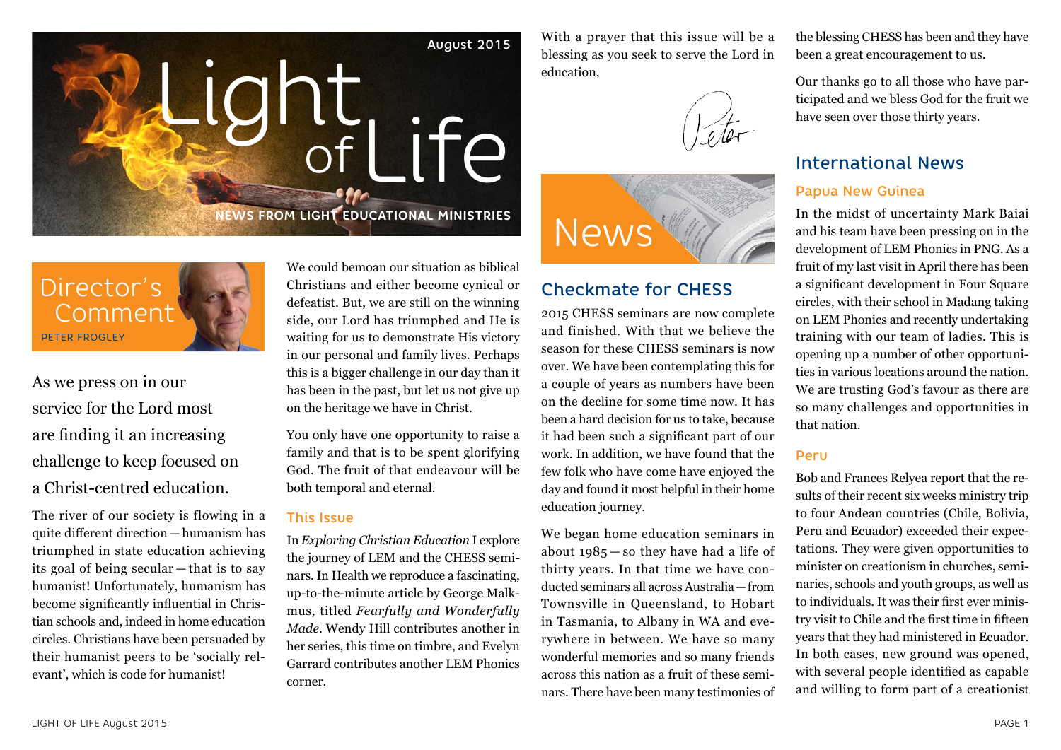# Light of Life

August 2015

NEWS FROM LIGHT EDUCATIONAL MINISTRIES

## Director's Comment

PETER FROGLEY

As we press on in our service for the Lord most are finding it an increasing challenge to keep focused on a Christ-centred education.

The river of our society is flowing in a quite different direction — humanism has triumphed in state education achieving its goal of being secular — that is to say humanist! Unfortunately, humanism has become significantly influential in Christian schools and, indeed in home education circles. Christians have been persuaded by their humanist peers to be 'socially relevant', which is code for humanist!

We could bemoan our situation as biblical Christians and either become cynical or defeatist. But, we are still on the winning side, our Lord has triumphed and He is waiting for us to demonstrate His victory in our personal and family lives. Perhaps this is a bigger challenge in our day than it has been in the past, but let us not give up on the heritage we have in Christ.

You only have one opportunity to raise a family and that is to be spent glorifying God. The fruit of that endeavour will be both temporal and eternal.

### This Issue

In *Exploring Christian Education* I explore the journey of LEM and the CHESS seminars. In Health we reproduce a fascinating, up-to-the-minute article by George Malkmus, titled *Fearfully and Wonderfully Made*. Wendy Hill contributes another in her series, this time on timbre, and Evelyn Garrard contributes another LEM Phonics corner.

With a prayer that this issue will be a blessing as you seek to serve the Lord in education,

Peter

## News

### Checkmate for CHESS

2015 CHESS seminars are now complete and finished. With that we believe the season for these CHESS seminars is now over. We have been contemplating this for a couple of years as numbers have been on the decline for some time now. It has been a hard decision for us to take, because it had been such a significant part of our work. In addition, we have found that the few folk who have come have enjoyed the day and found it most helpful in their home education journey.

We began home education seminars in about 1985 — so they have had a life of thirty years. In that time we have conducted seminars all across Australia — from Townsville in Queensland, to Hobart in Tasmania, to Albany in WA and everywhere in between. We have so many wonderful memories and so many friends across this nation as a fruit of these seminars. There have been many testimonies of the blessing CHESS has been and they have been a great encouragement to us.

Our thanks go to all those who have participated and we bless God for the fruit we have seen over those thirty years.

## International News

### Papua New Guinea

In the midst of uncertainty Mark Baiai and his team have been pressing on in the development of LEM Phonics in PNG. As a fruit of my last visit in April there has been a significant development in Four Square circles, with their school in Madang taking on LEM Phonics and recently undertaking training with our team of ladies. This is opening up a number of other opportunities in various locations around the nation. We are trusting God's favour as there are so many challenges and opportunities in that nation.

### Peru

Bob and Frances Relyea report that the results of their recent six weeks ministry trip to four Andean countries (Chile, Bolivia, Peru and Ecuador) exceeded their expectations. They were given opportunities to minister on creationism in churches, seminaries, schools and youth groups, as well as to individuals. It was their first ever ministry visit to Chile and the first time in fifteen years that they had ministered in Ecuador. In both cases, new ground was opened, with several people identified as capable and willing to form part of a creationist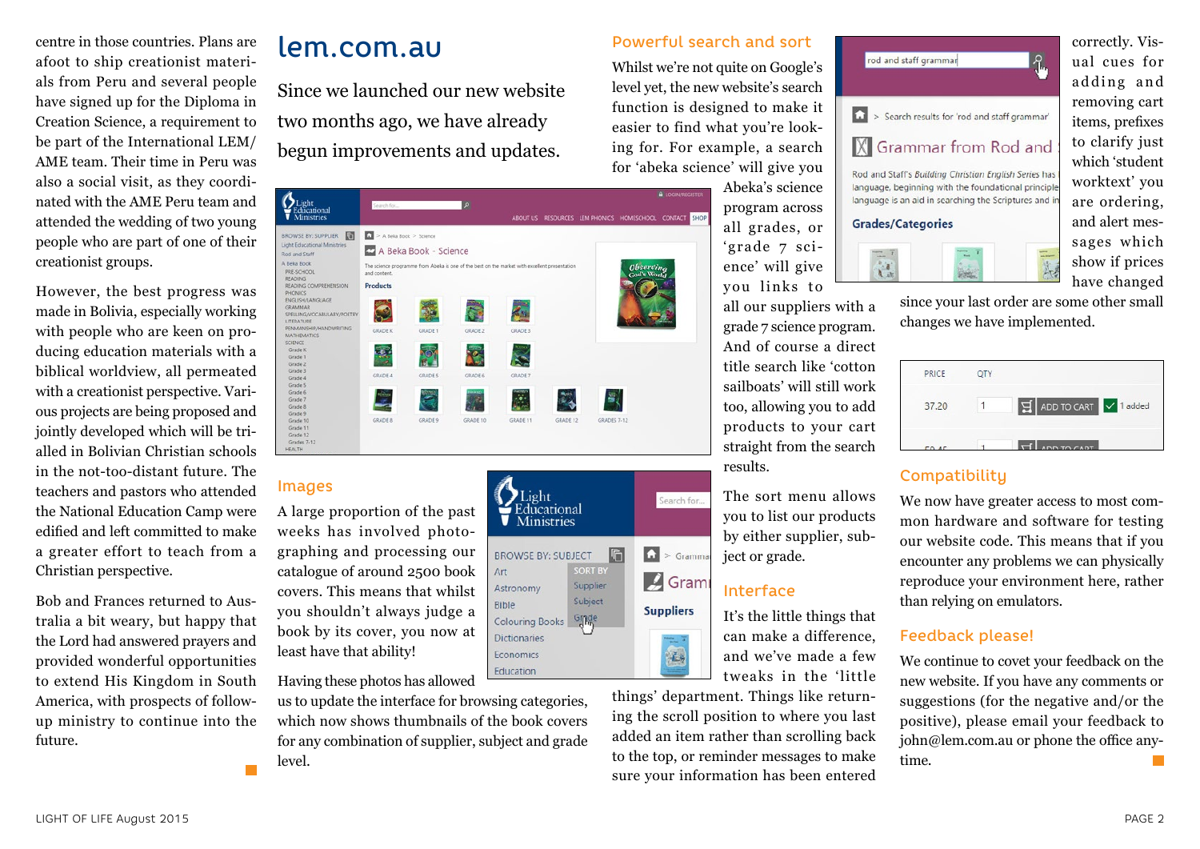centre in those countries. Plans are afoot to ship creationist materials from Peru and several people have signed up for the Diploma in Creation Science, a requirement to be part of the International LEM/AME team. Their time in Peru was also a social visit, as they coordinated with the AME Peru team and attended the wedding of two young people who are part of one of their creationist groups.

However, the best progress was made in Bolivia, especially working with people who are keen on producing education materials with a biblical worldview, all permeated with a creationist perspective. Various projects are being proposed and jointly developed which will be trialled in Bolivian Christian schools in the not-too-distant future. The teachers and pastors who attended the National Education Camp were edified and left committed to make a greater effort to teach from a Christian perspective.

Bob and Frances returned to Australia a bit weary, but happy that the Lord had answered prayers and provided wonderful opportunities to extend His Kingdom in South America, with prospects of follow-up ministry to continue into the future.

# lem.com.au

Since we launched our new website two months ago, we have already begun improvements and updates.

## Images

A large proportion of the past weeks has involved photographing and processing our catalogue of around 2500 book covers. This means that whilst you shouldn't always judge a book by its cover, you now at least have that ability!

Having these photos has allowed us to update the interface for browsing categories, which now shows thumbnails of the book covers for any combination of supplier, subject and grade level.

## Powerful search and sort

Whilst we're not quite on Google's level yet, the new website's search function is designed to make it easier to find what you're looking for. For example, a search for 'abeka science' will give you Abeka's science program across all grades, or 'grade 7 science' will give you links to all our suppliers with a grade 7 science program. And of course a direct title search like 'cotton sailboats' will still work too, allowing you to add products to your cart straight from the search results.

The sort menu allows you to list our products by either supplier, subject or grade.

## Interface

It's the little things that can make a difference, and we've made a few tweaks in the 'little things' department. Things like returning the scroll position to where you last added an item rather than scrolling back to the top, or reminder messages to make sure your information has been entered correctly. Visual cues for adding and removing cart items, prefixes to clarify just which 'student worktext' you are ordering, and alert messages which show if prices have changed since your last order are some other small changes we have implemented.

## Compatibility

We now have greater access to most common hardware and software for testing our website code. This means that if you encounter any problems we can physically reproduce your environment here, rather than relying on emulators.

## Feedback please!

We continue to covet your feedback on the new website. If you have any comments or suggestions (for the negative and/or the positive), please email your feedback to john@lem.com.au or phone the office anytime.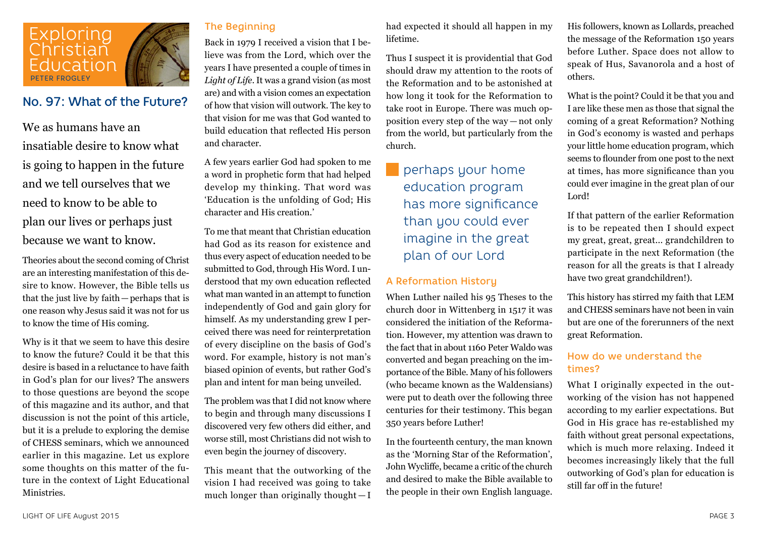# Exploring Christian Education

PETER FROGLEY

## No. 97: What of the Future?

We as humans have an insatiable desire to know what is going to happen in the future and we tell ourselves that we need to know to be able to plan our lives or perhaps just because we want to know.

Theories about the second coming of Christ are an interesting manifestation of this desire to know. However, the Bible tells us that the just live by faith—perhaps that is one reason why Jesus said it was not for us to know the time of His coming.

Why is it that we seem to have this desire to know the future? Could it be that this desire is based in a reluctance to have faith in God's plan for our lives? The answers to those questions are beyond the scope of this magazine and its author, and that discussion is not the point of this article, but it is a prelude to exploring the demise of CHESS seminars, which we announced earlier in this magazine. Let us explore some thoughts on this matter of the future in the context of Light Educational Ministries.

### The Beginning

Back in 1979 I received a vision that I believe was from the Lord, which over the years I have presented a couple of times in *Light of Life*. It was a grand vision (as most are) and with a vision comes an expectation of how that vision will outwork. The key to that vision for me was that God wanted to build education that reflected His person and character.

A few years earlier God had spoken to me a word in prophetic form that had helped develop my thinking. That word was 'Education is the unfolding of God; His character and His creation.'

To me that meant that Christian education had God as its reason for existence and thus every aspect of education needed to be submitted to God, through His Word. I understood that my own education reflected what man wanted in an attempt to function independently of God and gain glory for himself. As my understanding grew I perceived there was need for reinterpretation of every discipline on the basis of God's word. For example, history is not man's biased opinion of events, but rather God's plan and intent for man being unveiled.

The problem was that I did not know where to begin and through many discussions I discovered very few others did either, and worse still, most Christians did not wish to even begin the journey of discovery.

This meant that the outworking of the vision I had received was going to take much longer than originally thought—I had expected it should all happen in my lifetime.

Thus I suspect it is providential that God should draw my attention to the roots of the Reformation and to be astonished at how long it took for the Reformation to take root in Europe. There was much opposition every step of the way—not only from the world, but particularly from the church.

> perhaps your home education program has more significance than you could ever imagine in the great plan of our Lord

### A Reformation History

When Luther nailed his 95 Theses to the church door in Wittenberg in 1517 it was considered the initiation of the Reformation. However, my attention was drawn to the fact that in about 1160 Peter Waldo was converted and began preaching on the importance of the Bible. Many of his followers (who became known as the Waldensians) were put to death over the following three centuries for their testimony. This began 350 years before Luther!

In the fourteenth century, the man known as the 'Morning Star of the Reformation', John Wycliffe, became a critic of the church and desired to make the Bible available to the people in their own English language. His followers, known as Lollards, preached the message of the Reformation 150 years before Luther. Space does not allow to speak of Hus, Savanorola and a host of others.

What is the point? Could it be that you and I are like these men as those that signal the coming of a great Reformation? Nothing in God's economy is wasted and perhaps your little home education program, which seems to flounder from one post to the next at times, has more significance than you could ever imagine in the great plan of our Lord!

If that pattern of the earlier Reformation is to be repeated then I should expect my great, great, great... grandchildren to participate in the next Reformation (the reason for all the greats is that I already have two great grandchildren!).

This history has stirred my faith that LEM and CHESS seminars have not been in vain but are one of the forerunners of the next great Reformation.

### How do we understand the times?

What I originally expected in the outworking of the vision has not happened according to my earlier expectations. But God in His grace has re-established my faith without great personal expectations, which is much more relaxing. Indeed it becomes increasingly likely that the full outworking of God's plan for education is still far off in the future!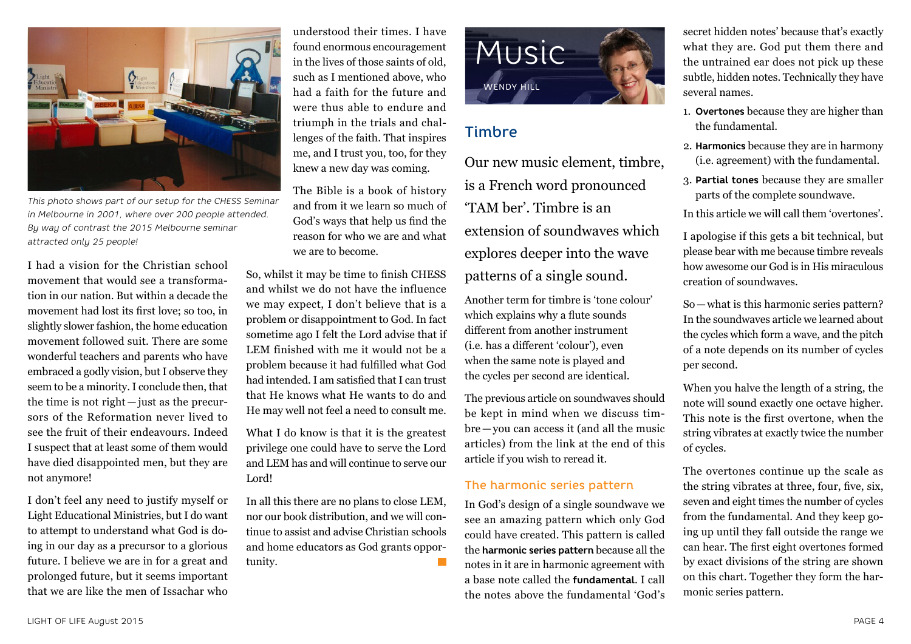This photo shows part of our setup for the CHESS Seminar in Melbourne in 2001, where over 200 people attended. By way of contrast the 2015 Melbourne seminar attracted only 25 people!

I had a vision for the Christian school movement that would see a transformation in our nation. But within a decade the movement had lost its first love; so too, in slightly slower fashion, the home education movement followed suit. There are some wonderful teachers and parents who have embraced a godly vision, but I observe they seem to be a minority. I conclude then, that the time is not right—just as the precursors of the Reformation never lived to see the fruit of their endeavours. Indeed I suspect that at least some of them would have died disappointed men, but they are not anymore!

I don't feel any need to justify myself or Light Educational Ministries, but I do want to attempt to understand what God is doing in our day as a precursor to a glorious future. I believe we are in for a great and prolonged future, but it seems important that we are like the men of Issachar who understood their times. I have found enormous encouragement in the lives of those saints of old, such as I mentioned above, who had a faith for the future and were thus able to endure and triumph in the trials and challenges of the faith. That inspires me, and I trust you, too, for they knew a new day was coming.

The Bible is a book of history and from it we learn so much of God's ways that help us find the reason for who we are and what we are to become.

So, whilst it may be time to finish CHESS and whilst we do not have the influence we may expect, I don't believe that is a problem or disappointment to God. In fact sometime ago I felt the Lord advise that if LEM finished with me it would not be a problem because it had fulfilled what God had intended. I am satisfied that I can trust that He knows what He wants to do and He may well not feel a need to consult me.

What I do know is that it is the greatest privilege one could have to serve the Lord and LEM has and will continue to serve our Lord!

In all this there are no plans to close LEM, nor our book distribution, and we will continue to assist and advise Christian schools and home educators as God grants opportunity.

# Music

WENDY HILL

## Timbre

Our new music element, timbre, is a French word pronounced 'TAM ber'. Timbre is an extension of soundwaves which explores deeper into the wave patterns of a single sound.

Another term for timbre is 'tone colour' which explains why a flute sounds different from another instrument (i.e. has a different 'colour'), even when the same note is played and the cycles per second are identical.

The previous article on soundwaves should be kept in mind when we discuss timbre—you can access it (and all the music articles) from the link at the end of this article if you wish to reread it.

### The harmonic series pattern

In God's design of a single soundwave we see an amazing pattern which only God could have created. This pattern is called the **harmonic series pattern** because all the notes in it are in harmonic agreement with a base note called the **fundamental**. I call the notes above the fundamental 'God's secret hidden notes' because that's exactly what they are. God put them there and the untrained ear does not pick up these subtle, hidden notes. Technically they have several names.

1. **Overtones** because they are higher than the fundamental.
2. **Harmonics** because they are in harmony (i.e. agreement) with the fundamental.
3. **Partial tones** because they are smaller parts of the complete soundwave.

In this article we will call them 'overtones'.

I apologise if this gets a bit technical, but please bear with me because timbre reveals how awesome our God is in His miraculous creation of soundwaves.

So—what is this harmonic series pattern? In the soundwaves article we learned about the cycles which form a wave, and the pitch of a note depends on its number of cycles per second.

When you halve the length of a string, the note will sound exactly one octave higher. This note is the first overtone, when the string vibrates at exactly twice the number of cycles.

The overtones continue up the scale as the string vibrates at three, four, five, six, seven and eight times the number of cycles from the fundamental. And they keep going up until they fall outside the range we can hear. The first eight overtones formed by exact divisions of the string are shown on this chart. Together they form the harmonic series pattern.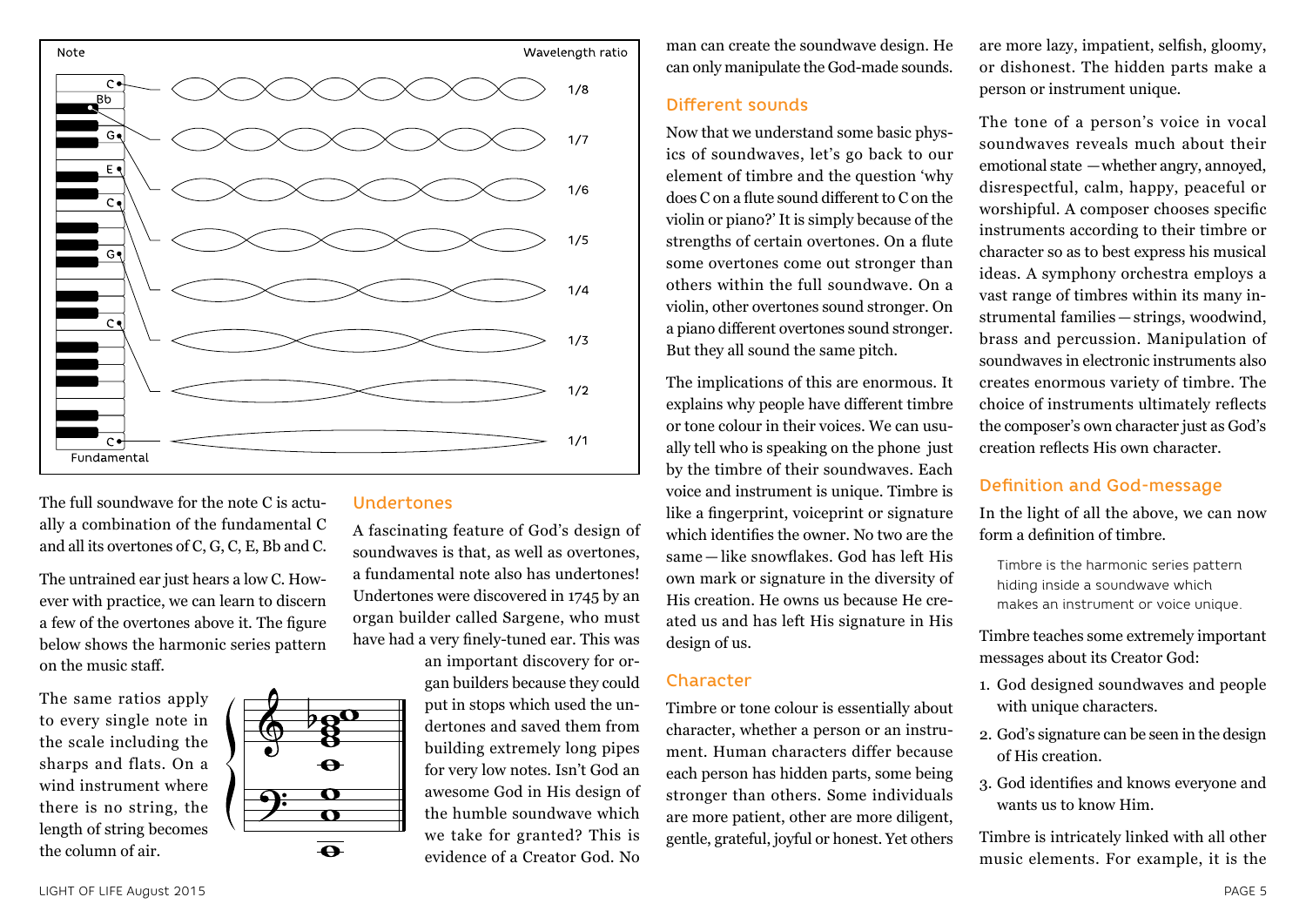The full soundwave for the note C is actually a combination of the fundamental C and all its overtones of C, G, C, E, Bb and C.

The untrained ear just hears a low C. However with practice, we can learn to discern a few of the overtones above it. The figure below shows the harmonic series pattern on the music staff.

The same ratios apply to every single note in the scale including the sharps and flats. On a wind instrument where there is no string, the length of string becomes the column of air.

## Undertones

A fascinating feature of God's design of soundwaves is that, as well as overtones, a fundamental note also has undertones! Undertones were discovered in 1745 by an organ builder called Sargene, who must have had a very finely-tuned ear. This was an important discovery for organ builders because they could put in stops which used the undertones and saved them from building extremely long pipes for very low notes. Isn't God an awesome God in His design of the humble soundwave which we take for granted? This is evidence of a Creator God. No man can create the soundwave design. He can only manipulate the God-made sounds.

## Different sounds

Now that we understand some basic physics of soundwaves, let's go back to our element of timbre and the question 'why does C on a flute sound different to C on the violin or piano?' It is simply because of the strengths of certain overtones. On a flute some overtones come out stronger than others within the full soundwave. On a violin, other overtones sound stronger. On a piano different overtones sound stronger. But they all sound the same pitch.

The implications of this are enormous. It explains why people have different timbre or tone colour in their voices. We can usually tell who is speaking on the phone just by the timbre of their soundwaves. Each voice and instrument is unique. Timbre is like a fingerprint, voiceprint or signature which identifies the owner. No two are the same — like snowflakes. God has left His own mark or signature in the diversity of His creation. He owns us because He created us and has left His signature in His design of us.

## Character

Timbre or tone colour is essentially about character, whether a person or an instrument. Human characters differ because each person has hidden parts, some being stronger than others. Some individuals are more patient, other are more diligent, gentle, grateful, joyful or honest. Yet others are more lazy, impatient, selfish, gloomy, or dishonest. The hidden parts make a person or instrument unique.

The tone of a person's voice in vocal soundwaves reveals much about their emotional state —whether angry, annoyed, disrespectful, calm, happy, peaceful or worshipful. A composer chooses specific instruments according to their timbre or character so as to best express his musical ideas. A symphony orchestra employs a vast range of timbres within its many instrumental families — strings, woodwind, brass and percussion. Manipulation of soundwaves in electronic instruments also creates enormous variety of timbre. The choice of instruments ultimately reflects the composer's own character just as God's creation reflects His own character.

## Definition and God-message

In the light of all the above, we can now form a definition of timbre.

> Timbre is the harmonic series pattern hiding inside a soundwave which makes an instrument or voice unique.

Timbre teaches some extremely important messages about its Creator God:

1. God designed soundwaves and people with unique characters.
2. God's signature can be seen in the design of His creation.
3. God identifies and knows everyone and wants us to know Him.

Timbre is intricately linked with all other music elements. For example, it is the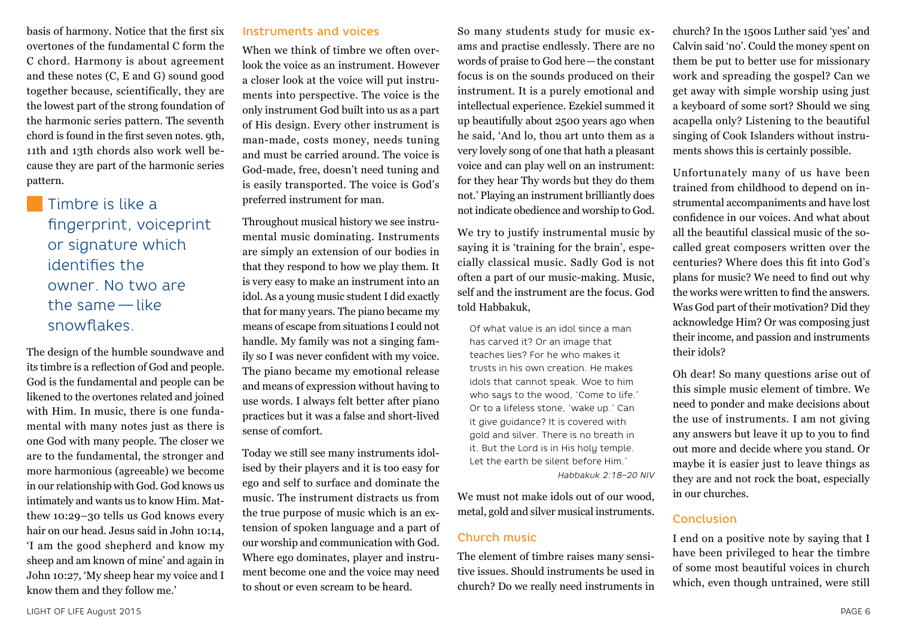basis of harmony. Notice that the first six overtones of the fundamental C form the C chord. Harmony is about agreement and these notes (C, E and G) sound good together because, scientifically, they are the lowest part of the strong foundation of the harmonic series pattern. The seventh chord is found in the first seven notes. 9th, 11th and 13th chords also work well because they are part of the harmonic series pattern.

> Timbre is like a fingerprint, voiceprint or signature which identifies the owner. No two are the same — like snowflakes.

The design of the humble soundwave and its timbre is a reflection of God and people. God is the fundamental and people can be likened to the overtones related and joined with Him. In music, there is one fundamental with many notes just as there is one God with many people. The closer we are to the fundamental, the stronger and more harmonious (agreeable) we become in our relationship with God. God knows us intimately and wants us to know Him. Matthew 10:29–30 tells us God knows every hair on our head. Jesus said in John 10:14, 'I am the good shepherd and know my sheep and am known of mine' and again in John 10:27, 'My sheep hear my voice and I know them and they follow me.'

## Instruments and voices

When we think of timbre we often overlook the voice as an instrument. However a closer look at the voice will put instruments into perspective. The voice is the only instrument God built into us as a part of His design. Every other instrument is man-made, costs money, needs tuning and must be carried around. The voice is God-made, free, doesn't need tuning and is easily transported. The voice is God's preferred instrument for man.

Throughout musical history we see instrumental music dominating. Instruments are simply an extension of our bodies in that they respond to how we play them. It is very easy to make an instrument into an idol. As a young music student I did exactly that for many years. The piano became my means of escape from situations I could not handle. My family was not a singing family so I was never confident with my voice. The piano became my emotional release and means of expression without having to use words. I always felt better after piano practices but it was a false and short-lived sense of comfort.

Today we still see many instruments idolised by their players and it is too easy for ego and self to surface and dominate the music. The instrument distracts us from the true purpose of music which is an extension of spoken language and a part of our worship and communication with God. Where ego dominates, player and instrument become one and the voice may need to shout or even scream to be heard.

So many students study for music exams and practise endlessly. There are no words of praise to God here — the constant focus is on the sounds produced on their instrument. It is a purely emotional and intellectual experience. Ezekiel summed it up beautifully about 2500 years ago when he said, 'And lo, thou art unto them as a very lovely song of one that hath a pleasant voice and can play well on an instrument: for they hear Thy words but they do them not.' Playing an instrument brilliantly does not indicate obedience and worship to God.

We try to justify instrumental music by saying it is 'training for the brain', especially classical music. Sadly God is not often a part of our music-making. Music, self and the instrument are the focus. God told Habbakuk,

> Of what value is an idol since a man has carved it? Or an image that teaches lies? For he who makes it trusts in his own creation. He makes idols that cannot speak. Woe to him who says to the wood, 'Come to life.' Or to a lifeless stone, 'wake up.' Can it give guidance? It is covered with gold and silver. There is no breath in it. But the Lord is in His holy temple. Let the earth be silent before Him.'
>
> *Habbakuk 2:18–20 NIV*

We must not make idols out of our wood, metal, gold and silver musical instruments.

## Church music

The element of timbre raises many sensitive issues. Should instruments be used in church? Do we really need instruments in church? In the 1500s Luther said 'yes' and Calvin said 'no'. Could the money spent on them be put to better use for missionary work and spreading the gospel? Can we get away with simple worship using just a keyboard of some sort? Should we sing acapella only? Listening to the beautiful singing of Cook Islanders without instruments shows this is certainly possible.

Unfortunately many of us have been trained from childhood to depend on instrumental accompaniments and have lost confidence in our voices. And what about all the beautiful classical music of the so-called great composers written over the centuries? Where does this fit into God's plans for music? We need to find out why the works were written to find the answers. Was God part of their motivation? Did they acknowledge Him? Or was composing just their income, and passion and instruments their idols?

Oh dear! So many questions arise out of this simple music element of timbre. We need to ponder and make decisions about the use of instruments. I am not giving any answers but leave it up to you to find out more and decide where you stand. Or maybe it is easier just to leave things as they are and not rock the boat, especially in our churches.

## Conclusion

I end on a positive note by saying that I have been privileged to hear the timbre of some most beautiful voices in church which, even though untrained, were still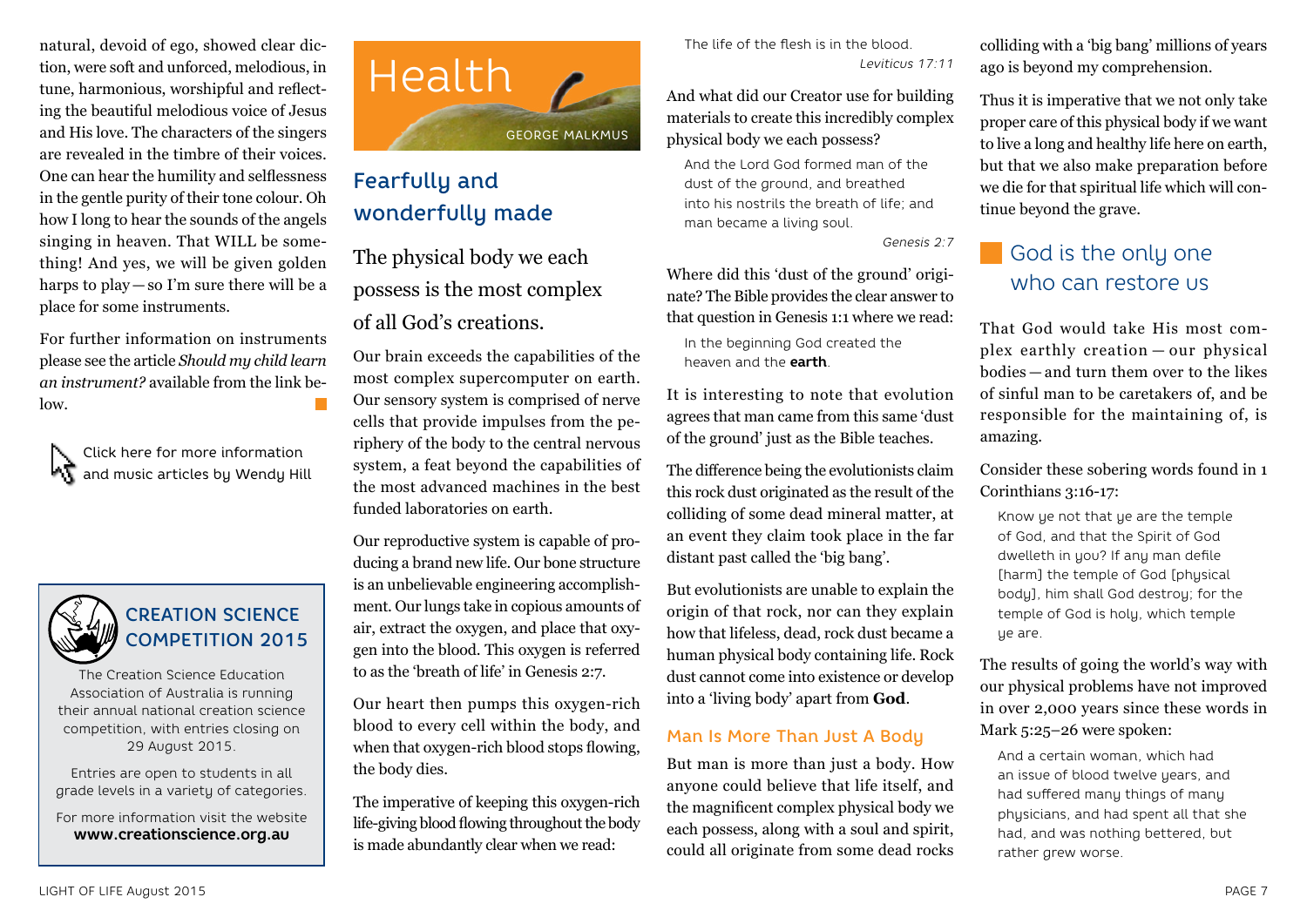natural, devoid of ego, showed clear diction, were soft and unforced, melodious, in tune, harmonious, worshipful and reflecting the beautiful melodious voice of Jesus and His love. The characters of the singers are revealed in the timbre of their voices. One can hear the humility and selflessness in the gentle purity of their tone colour. Oh how I long to hear the sounds of the angels singing in heaven. That WILL be something! And yes, we will be given golden harps to play — so I'm sure there will be a place for some instruments.

For further information on instruments please see the article *Should my child learn an instrument?* available from the link below.

Click here for more information and music articles by Wendy Hill

## CREATION SCIENCE COMPETITION 2015

The Creation Science Education Association of Australia is running their annual national creation science competition, with entries closing on 29 August 2015.

Entries are open to students in all grade levels in a variety of categories.

For more information visit the website **www.creationscience.org.au**

# Health

GEORGE MALKMUS

## Fearfully and wonderfully made

The physical body we each possess is the most complex of all God's creations.

Our brain exceeds the capabilities of the most complex supercomputer on earth. Our sensory system is comprised of nerve cells that provide impulses from the periphery of the body to the central nervous system, a feat beyond the capabilities of the most advanced machines in the best funded laboratories on earth.

Our reproductive system is capable of producing a brand new life. Our bone structure is an unbelievable engineering accomplishment. Our lungs take in copious amounts of air, extract the oxygen, and place that oxygen into the blood. This oxygen is referred to as the 'breath of life' in Genesis 2:7.

Our heart then pumps this oxygen-rich blood to every cell within the body, and when that oxygen-rich blood stops flowing, the body dies.

The imperative of keeping this oxygen-rich life-giving blood flowing throughout the body is made abundantly clear when we read:

> The life of the flesh is in the blood.
>
> *Leviticus 17:11*

And what did our Creator use for building materials to create this incredibly complex physical body we each possess?

> And the Lord God formed man of the dust of the ground, and breathed into his nostrils the breath of life; and man became a living soul.
>
> *Genesis 2:7*

Where did this 'dust of the ground' originate? The Bible provides the clear answer to that question in Genesis 1:1 where we read:

> In the beginning God created the heaven and the **earth**.

It is interesting to note that evolution agrees that man came from this same 'dust of the ground' just as the Bible teaches.

The difference being the evolutionists claim this rock dust originated as the result of the colliding of some dead mineral matter, at an event they claim took place in the far distant past called the 'big bang'.

But evolutionists are unable to explain the origin of that rock, nor can they explain how that lifeless, dead, rock dust became a human physical body containing life. Rock dust cannot come into existence or develop into a 'living body' apart from **God**.

### Man Is More Than Just A Body

But man is more than just a body. How anyone could believe that life itself, and the magnificent complex physical body we each possess, along with a soul and spirit, could all originate from some dead rocks colliding with a 'big bang' millions of years ago is beyond my comprehension.

Thus it is imperative that we not only take proper care of this physical body if we want to live a long and healthy life here on earth, but that we also make preparation before we die for that spiritual life which will continue beyond the grave.

## God is the only one who can restore us

That God would take His most complex earthly creation — our physical bodies — and turn them over to the likes of sinful man to be caretakers of, and be responsible for the maintaining of, is amazing.

Consider these sobering words found in 1 Corinthians 3:16-17:

> Know ye not that ye are the temple of God, and that the Spirit of God dwelleth in you? If any man defile [harm] the temple of God [physical body], him shall God destroy; for the temple of God is holy, which temple ye are.

The results of going the world's way with our physical problems have not improved in over 2,000 years since these words in Mark 5:25–26 were spoken:

> And a certain woman, which had an issue of blood twelve years, and had suffered many things of many physicians, and had spent all that she had, and was nothing bettered, but rather grew worse.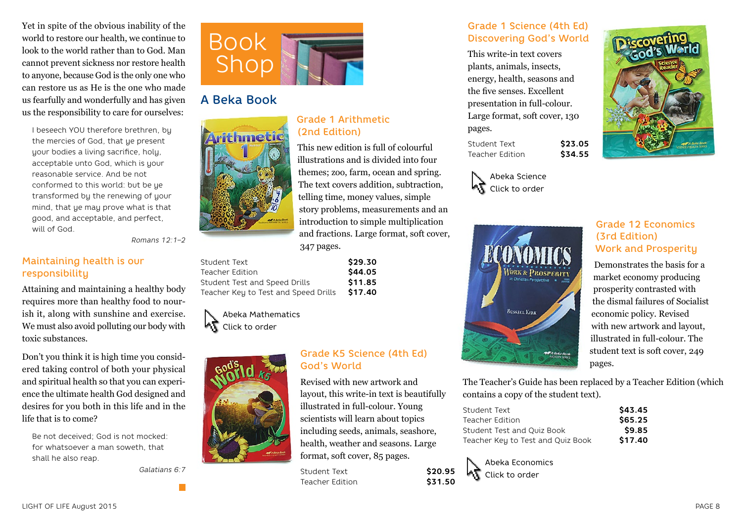Yet in spite of the obvious inability of the world to restore our health, we continue to look to the world rather than to God. Man cannot prevent sickness nor restore health to anyone, because God is the only one who can restore us as He is the one who made us fearfully and wonderfully and has given us the responsibility to care for ourselves:

> I beseech YOU therefore brethren, by the mercies of God, that ye present your bodies a living sacrifice, holy, acceptable unto God, which is your reasonable service. And be not conformed to this world: but be ye transformed by the renewing of your mind, that ye may prove what is that good, and acceptable, and perfect, will of God.
>
> *Romans 12:1–2*

## Maintaining health is our responsibility

Attaining and maintaining a healthy body requires more than healthy food to nourish it, along with sunshine and exercise. We must also avoid polluting our body with toxic substances.

Don't you think it is high time you considered taking control of both your physical and spiritual health so that you can experience the ultimate health God designed and desires for you both in this life and in the life that is to come?

> Be not deceived; God is not mocked: for whatsoever a man soweth, that shall he also reap.
>
> *Galatians 6:7*

# Book Shop

## A Beka Book

### Grade 1 Arithmetic (2nd Edition)

This new edition is full of colourful illustrations and is divided into four themes; zoo, farm, ocean and spring. The text covers addition, subtraction, telling time, money values, simple story problems, measurements and an introduction to simple multiplication and fractions. Large format, soft cover, 347 pages.

| | |
|---|---|
| Student Text | **$29.30** |
| Teacher Edition | **$44.05** |
| Student Test and Speed Drills | **$11.85** |
| Teacher Key to Test and Speed Drills | **$17.40** |

Abeka Mathematics
Click to order

### Grade K5 Science (4th Ed) God's World

Revised with new artwork and layout, this write-in text is beautifully illustrated in full-colour. Young scientists will learn about topics including seeds, animals, seashore, health, weather and seasons. Large format, soft cover, 85 pages.

| | |
|---|---|
| Student Text | **$20.95** |
| Teacher Edition | **$31.50** |

### Grade 1 Science (4th Ed) Discovering God's World

This write-in text covers plants, animals, insects, energy, health, seasons and the five senses. Excellent presentation in full-colour. Large format, soft cover, 130 pages.

| | |
|---|---|
| Student Text | **$23.05** |
| Teacher Edition | **$34.55** |

Abeka Science
Click to order

### Grade 12 Economics (3rd Edition) Work and Prosperity

Demonstrates the basis for a market economy producing prosperity contrasted with the dismal failures of Socialist economic policy. Revised with new artwork and layout, illustrated in full-colour. The student text is soft cover, 249 pages.

The Teacher's Guide has been replaced by a Teacher Edition (which contains a copy of the student text).

| | |
|---|---|
| Student Text | **$43.45** |
| Teacher Edition | **$65.25** |
| Student Test and Quiz Book | **$9.85** |
| Teacher Key to Test and Quiz Book | **$17.40** |

Abeka Economics
Click to order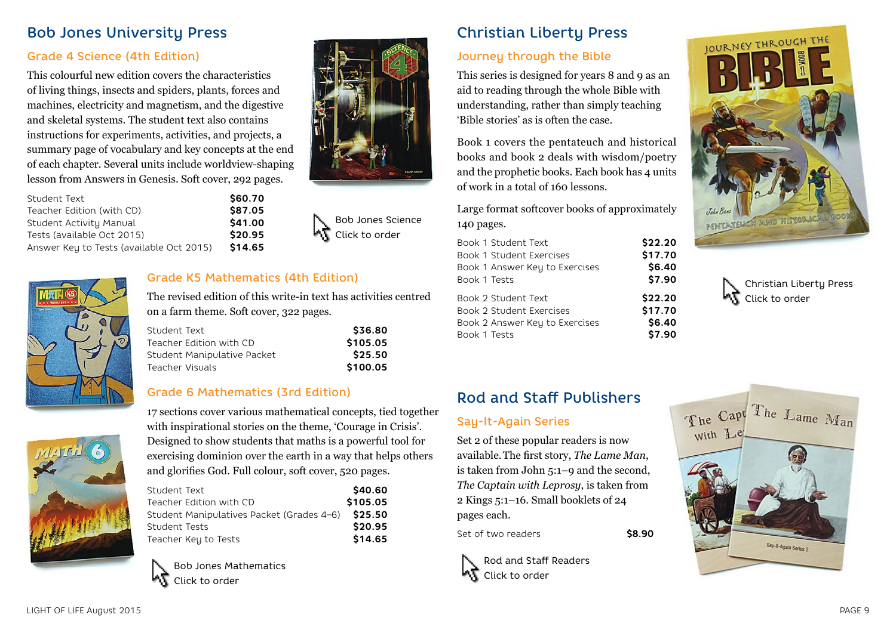## Bob Jones University Press

### Grade 4 Science (4th Edition)

This colourful new edition covers the characteristics of living things, insects and spiders, plants, forces and machines, electricity and magnetism, and the digestive and skeletal systems. The student text also contains instructions for experiments, activities, and projects, a summary page of vocabulary and key concepts at the end of each chapter. Several units include worldview-shaping lesson from Answers in Genesis. Soft cover, 292 pages.

| Item | Price |
|---|---|
| Student Text | **$60.70** |
| Teacher Edition (with CD) | **$87.05** |
| Student Activity Manual | **$41.00** |
| Tests (available Oct 2015) | **$20.95** |
| Answer Key to Tests (available Oct 2015) | **$14.65** |

Bob Jones Science
Click to order

### Grade K5 Mathematics (4th Edition)

The revised edition of this write-in text has activities centred on a farm theme. Soft cover, 322 pages.

| Item | Price |
|---|---|
| Student Text | **$36.80** |
| Teacher Edition with CD | **$105.05** |
| Student Manipulative Packet | **$25.50** |
| Teacher Visuals | **$100.05** |

### Grade 6 Mathematics (3rd Edition)

17 sections cover various mathematical concepts, tied together with inspirational stories on the theme, 'Courage in Crisis'. Designed to show students that maths is a powerful tool for exercising dominion over the earth in a way that helps others and glorifies God. Full colour, soft cover, 520 pages.

| Item | Price |
|---|---|
| Student Text | **$40.60** |
| Teacher Edition with CD | **$105.05** |
| Student Manipulatives Packet (Grades 4–6) | **$25.50** |
| Student Tests | **$20.95** |
| Teacher Key to Tests | **$14.65** |

Bob Jones Mathematics
Click to order

## Christian Liberty Press

### Journey through the Bible

This series is designed for years 8 and 9 as an aid to reading through the whole Bible with understanding, rather than simply teaching 'Bible stories' as is often the case.

Book 1 covers the pentateuch and historical books and book 2 deals with wisdom/poetry and the prophetic books. Each book has 4 units of work in a total of 160 lessons.

Large format softcover books of approximately 140 pages.

| Item | Price |
|---|---|
| Book 1 Student Text | **$22.20** |
| Book 1 Student Exercises | **$17.70** |
| Book 1 Answer Key to Exercises | **$6.40** |
| Book 1 Tests | **$7.90** |
| Book 2 Student Text | **$22.20** |
| Book 2 Student Exercises | **$17.70** |
| Book 2 Answer Key to Exercises | **$6.40** |
| Book 1 Tests | **$7.90** |

Christian Liberty Press
Click to order

## Rod and Staff Publishers

### Say-It-Again Series

Set 2 of these popular readers is now available. The first story, *The Lame Man*, is taken from John 5:1–9 and the second, *The Captain with Leprosy*, is taken from 2 Kings 5:1–16. Small booklets of 24 pages each.

| Item | Price |
|---|---|
| Set of two readers | **$8.90** |

Rod and Staff Readers
Click to order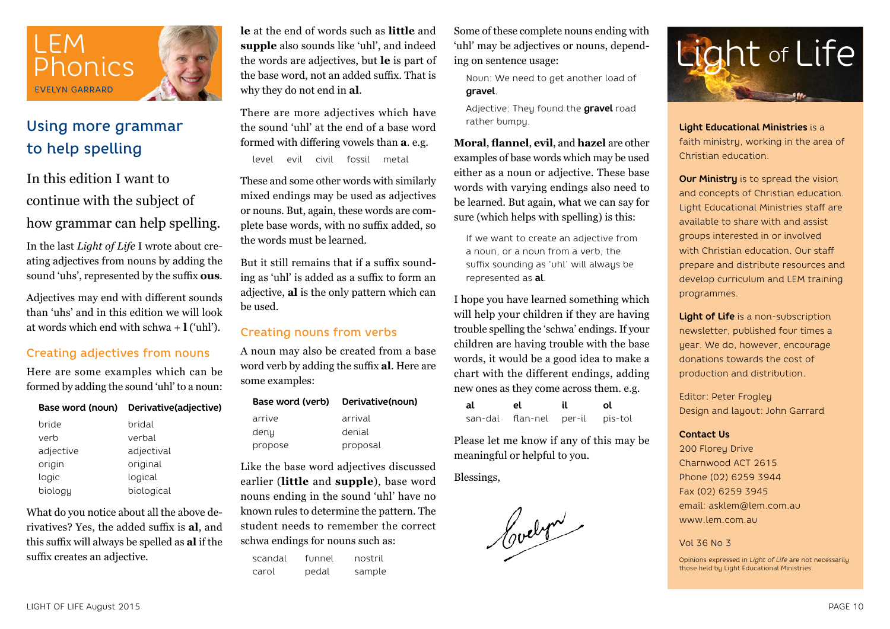# LEM Phonics

EVELYN GARRARD

## Using more grammar to help spelling

In this edition I want to continue with the subject of how grammar can help spelling.

In the last *Light of Life* I wrote about creating adjectives from nouns by adding the sound 'uhs', represented by the suffix **ous**.

Adjectives may end with different sounds than 'uhs' and in this edition we will look at words which end with schwa + **l** ('uhl').

### Creating adjectives from nouns

Here are some examples which can be formed by adding the sound 'uhl' to a noun:

| Base word (noun) | Derivative(adjective) |
|---|---|
| bride | bridal |
| verb | verbal |
| adjective | adjectival |
| origin | original |
| logic | logical |
| biology | biological |

What do you notice about all the above derivatives? Yes, the added suffix is **al**, and this suffix will always be spelled as **al** if the suffix creates an adjective.

**le** at the end of words such as **little** and **supple** also sounds like 'uhl', and indeed the words are adjectives, but **le** is part of the base word, not an added suffix. That is why they do not end in **al**.

There are more adjectives which have the sound 'uhl' at the end of a base word formed with differing vowels than **a**. e.g.

level  evil  civil  fossil  metal

These and some other words with similarly mixed endings may be used as adjectives or nouns. But, again, these words are complete base words, with no suffix added, so the words must be learned.

But it still remains that if a suffix sounding as 'uhl' is added as a suffix to form an adjective, **al** is the only pattern which can be used.

### Creating nouns from verbs

A noun may also be created from a base word verb by adding the suffix **al**. Here are some examples:

| Base word (verb) | Derivative(noun) |
|---|---|
| arrive | arrival |
| deny | denial |
| propose | proposal |

Like the base word adjectives discussed earlier (**little** and **supple**), base word nouns ending in the sound 'uhl' have no known rules to determine the pattern. The student needs to remember the correct schwa endings for nouns such as:

| | | |
|---|---|---|
| scandal | funnel | nostril |
| carol | pedal | sample |

Some of these complete nouns ending with 'uhl' may be adjectives or nouns, depending on sentence usage:

Noun: We need to get another load of **gravel**.

Adjective: They found the **gravel** road rather bumpy.

**Moral**, **flannel**, **evil**, and **hazel** are other examples of base words which may be used either as a noun or adjective. These base words with varying endings also need to be learned. But again, what we can say for sure (which helps with spelling) is this:

If we want to create an adjective from a noun, or a noun from a verb, the suffix sounding as 'uhl' will always be represented as **al**.

I hope you have learned something which will help your children if they are having trouble spelling the 'schwa' endings. If your children are having trouble with the base words, it would be a good idea to make a chart with the different endings, adding new ones as they come across them. e.g.

| al | el | il | ol |
|---|---|---|---|
| san-dal | flan-nel | per-il | pis-tol |

Please let me know if any of this may be meaningful or helpful to you.

Blessings,

Evelyn

---

# Light of Life

**Light Educational Ministries** is a faith ministry, working in the area of Christian education.

**Our Ministry** is to spread the vision and concepts of Christian education. Light Educational Ministries staff are available to share with and assist groups interested in or involved with Christian education. Our staff prepare and distribute resources and develop curriculum and LEM training programmes.

**Light of Life** is a non-subscription newsletter, published four times a year. We do, however, encourage donations towards the cost of production and distribution.

Editor: Peter Frogley
Design and layout: John Garrard

**Contact Us**
200 Florey Drive
Charnwood ACT 2615
Phone (02) 6259 3944
Fax (02) 6259 3945
email: asklem@lem.com.au
www.lem.com.au

Vol 36 No 3

Opinions expressed in *Light of Life* are not necessarily those held by Light Educational Ministries.